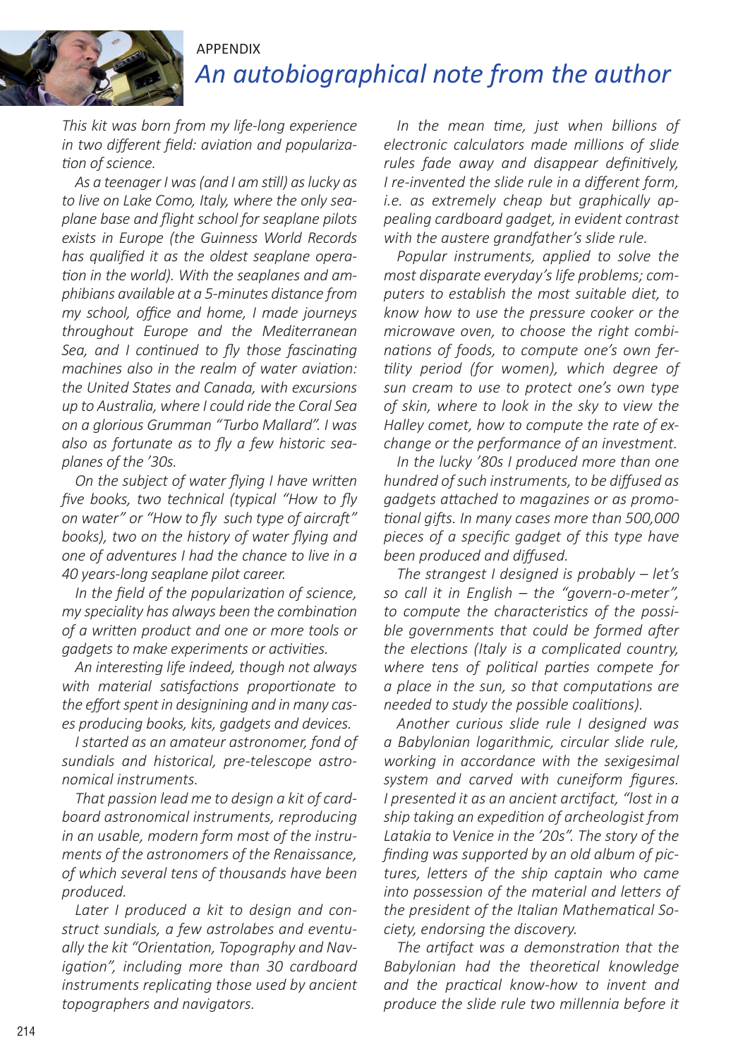APPENDIX

# *An autobiographical note from the author*

*This kit was born from my life-long experience in two different field: aviation and popularization of science.*

*As a teenager I was (and I am still) as lucky as to live on Lake Como, Italy, where the only seaplane base and flight school for seaplane pilots exists in Europe (the Guinness World Records has qualified it as the oldest seaplane operation in the world). With the seaplanes and amphibians available at a 5-minutes distance from my school, office and home, I made journeys throughout Europe and the Mediterranean Sea, and I continued to fly those fascinating machines also in the realm of water aviation: the United States and Canada, with excursions up to Australia, where I could ride the Coral Sea on a glorious Grumman "Turbo Mallard". I was also as fortunate as to fly a few historic seaplanes of the '30s.*

*On the subject of water flying I have written five books, two technical (typical "How to fly on water" or "How to fly such type of aircraft" books), two on the history of water flying and one of adventures I had the chance to live in a 40 years-long seaplane pilot career.*

*In the field of the popularization of science, my speciality has always been the combination of a written product and one or more tools or gadgets to make experiments or activities.*

*An interesting life indeed, though not always with material satisfactions proportionate to the effort spent in designining and in many cases producing books, kits, gadgets and devices.*

*I started as an amateur astronomer, fond of sundials and historical, pre-telescope astronomical instruments.*

*That passion lead me to design a kit of cardboard astronomical instruments, reproducing in an usable, modern form most of the instruments of the astronomers of the Renaissance, of which several tens of thousands have been produced.*

*Later I produced a kit to design and construct sundials, a few astrolabes and eventually the kit "Orientation, Topography and Navigation", including more than 30 cardboard instruments replicating those used by ancient topographers and navigators.*

*In the mean time, just when billions of electronic calculators made millions of slide rules fade away and disappear definitively, I re-invented the slide rule in a different form, i.e. as extremely cheap but graphically appealing cardboard gadget, in evident contrast with the austere grandfather's slide rule.*

*Popular instruments, applied to solve the most disparate everyday's life problems; computers to establish the most suitable diet, to know how to use the pressure cooker or the microwave oven, to choose the right combinations of foods, to compute one's own fertility period (for women), which degree of sun cream to use to protect one's own type of skin, where to look in the sky to view the Halley comet, how to compute the rate of exchange or the performance of an investment.*

*In the lucky '80s I produced more than one hundred of such instruments, to be diffused as gadgets attached to magazines or as promotional gifts. In many cases more than 500,000 pieces of a specific gadget of this type have been produced and diffused.*

*The strangest I designed is probably – let's so call it in English – the "govern-o-meter", to compute the characteristics of the possible governments that could be formed after the elections (Italy is a complicated country, where tens of political parties compete for a place in the sun, so that computations are needed to study the possible coalitions).*

*Another curious slide rule I designed was a Babylonian logarithmic, circular slide rule, working in accordance with the sexigesimal system and carved with cuneiform figures. I presented it as an ancient arctifact, "lost in a ship taking an expedition of archeologist from Latakia to Venice in the '20s". The story of the finding was supported by an old album of pictures, letters of the ship captain who came into possession of the material and letters of the president of the Italian Mathematical Society, endorsing the discovery.*

*The artifact was a demonstration that the Babylonian had the theoretical knowledge and the practical know-how to invent and produce the slide rule two millennia before it*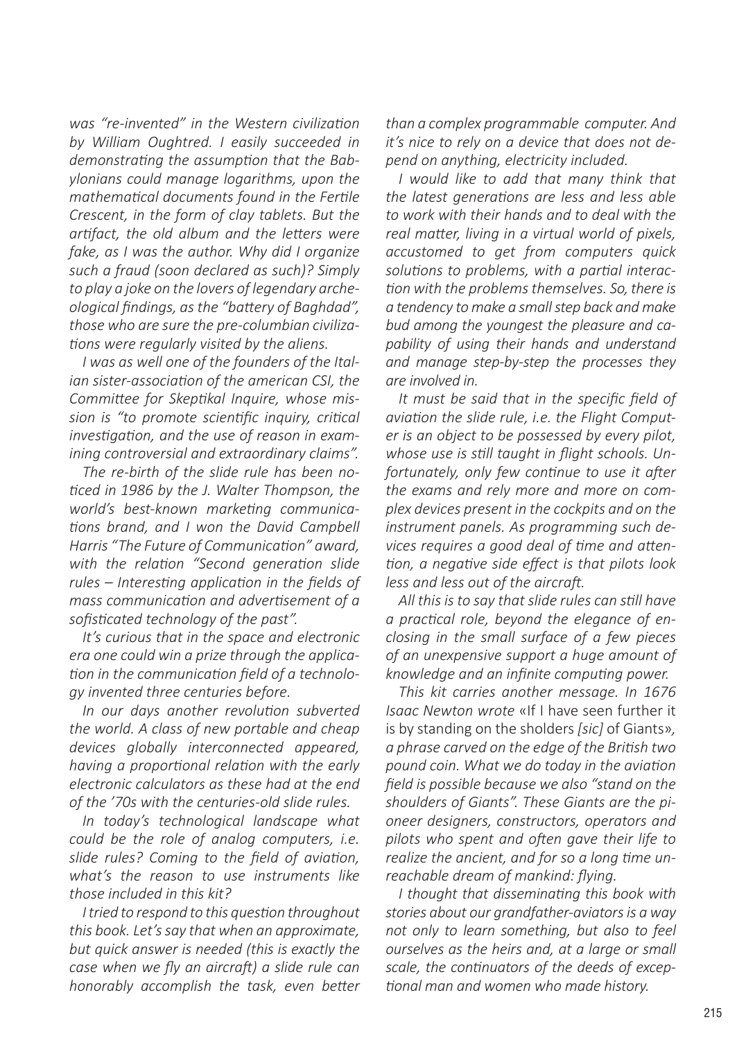*was "re-invented" in the Western civilization by William Oughtred. I easily succeeded in demonstrating the assumption that the Babylonians could manage logarithms, upon the mathematical documents found in the Fertile Crescent, in the form of clay tablets. But the artifact, the old album and the letters were fake, as I was the author. Why did I organize such a fraud (soon declared as such)? Simply to play a joke on the lovers of legendary archeological findings, as the "battery of Baghdad", those who are sure the pre-columbian civilizations were regularly visited by the aliens.*

*I was as well one of the founders of the Italian sister-association of the american CSI, the Committee for Skeptikal Inquire, whose mission is "to promote scientific inquiry, critical investigation, and the use of reason in examining controversial and extraordinary claims".*

*The re-birth of the slide rule has been noticed in 1986 by the J. Walter Thompson, the world's best-known marketing communications brand, and I won the David Campbell Harris "The Future of Communication" award, with the relation "Second generation slide rules – Interesting application in the fields of mass communication and advertisement of a sofisticated technology of the past".*

*It's curious that in the space and electronic era one could win a prize through the application in the communication field of a technology invented three centuries before.*

*In our days another revolution subverted the world. A class of new portable and cheap devices globally interconnected appeared, having a proportional relation with the early electronic calculators as these had at the end of the '70s with the centuries-old slide rules.*

*In today's technological landscape what could be the role of analog computers, i.e. slide rules? Coming to the field of aviation, what's the reason to use instruments like those included in this kit?*

*I tried to respond to this question throughout this book. Let's say that when an approximate, but quick answer is needed (this is exactly the case when we fly an aircraft) a slide rule can honorably accomplish the task, even better than a complex programmable computer. And it's nice to rely on a device that does not depend on anything, electricity included.*

*I would like to add that many think that the latest generations are less and less able to work with their hands and to deal with the real matter, living in a virtual world of pixels, accustomed to get from computers quick solutions to problems, with a partial interaction with the problems themselves. So, there is a tendency to make a small step back and make bud among the youngest the pleasure and capability of using their hands and understand and manage step-by-step the processes they are involved in.*

*It must be said that in the specific field of aviation the slide rule, i.e. the Flight Computer is an object to be possessed by every pilot, whose use is still taught in flight schools. Unfortunately, only few continue to use it after the exams and rely more and more on complex devices present in the cockpits and on the instrument panels. As programming such devices requires a good deal of time and attention, a negative side effect is that pilots look less and less out of the aircraft.*

*All this is to say that slide rules can still have a practical role, beyond the elegance of enclosing in the small surface of a few pieces of an unexpensive support a huge amount of knowledge and an infinite computing power.*

*This kit carries another message. In 1676 Isaac Newton wrote* «If I have seen further it is by standing on the sholders *[sic]* of Giants»*, a phrase carved on the edge of the British two pound coin. What we do today in the aviation field is possible because we also "stand on the shoulders of Giants". These Giants are the pioneer designers, constructors, operators and pilots who spent and often gave their life to realize the ancient, and for so a long time unreachable dream of mankind: flying.*

*I thought that disseminating this book with stories about our grandfather-aviators is a way not only to learn something, but also to feel ourselves as the heirs and, at a large or small scale, the continuators of the deeds of exceptional man and women who made history.*